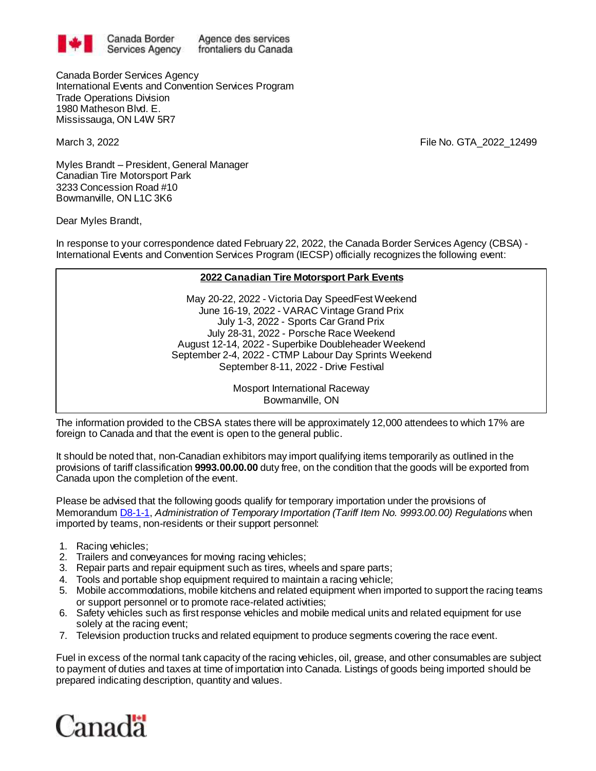Canada Border Services Agency | Agence des services frontaliers du Canada

Canada Border Services Agency
International Events and Convention Services Program
Trade Operations Division
1980 Matheson Blvd. E.
Mississauga, ON L4W 5R7

March 3, 2022

File No. GTA_2022_12499

Myles Brandt – President, General Manager
Canadian Tire Motorsport Park
3233 Concession Road #10
Bowmanville, ON L1C 3K6

Dear Myles Brandt,

In response to your correspondence dated February 22, 2022, the Canada Border Services Agency (CBSA) - International Events and Convention Services Program (IECSP) officially recognizes the following event:

**2022 Canadian Tire Motorsport Park Events**

May 20-22, 2022 - Victoria Day SpeedFest Weekend
June 16-19, 2022 - VARAC Vintage Grand Prix
July 1-3, 2022 - Sports Car Grand Prix
July 28-31, 2022 - Porsche Race Weekend
August 12-14, 2022 - Superbike Doubleheader Weekend
September 2-4, 2022 - CTMP Labour Day Sprints Weekend
September 8-11, 2022 - Drive Festival

Mosport International Raceway
Bowmanville, ON

The information provided to the CBSA states there will be approximately 12,000 attendees to which 17% are foreign to Canada and that the event is open to the general public.

It should be noted that, non-Canadian exhibitors may import qualifying items temporarily as outlined in the provisions of tariff classification **9993.00.00.00** duty free, on the condition that the goods will be exported from Canada upon the completion of the event.

Please be advised that the following goods qualify for temporary importation under the provisions of Memorandum D8-1-1, *Administration of Temporary Importation (Tariff Item No. 9993.00.00) Regulations* when imported by teams, non-residents or their support personnel:

1. Racing vehicles;
2. Trailers and conveyances for moving racing vehicles;
3. Repair parts and repair equipment such as tires, wheels and spare parts;
4. Tools and portable shop equipment required to maintain a racing vehicle;
5. Mobile accommodations, mobile kitchens and related equipment when imported to support the racing teams or support personnel or to promote race-related activities;
6. Safety vehicles such as first response vehicles and mobile medical units and related equipment for use solely at the racing event;
7. Television production trucks and related equipment to produce segments covering the race event.

Fuel in excess of the normal tank capacity of the racing vehicles, oil, grease, and other consumables are subject to payment of duties and taxes at time of importation into Canada. Listings of goods being imported should be prepared indicating description, quantity and values.

Canada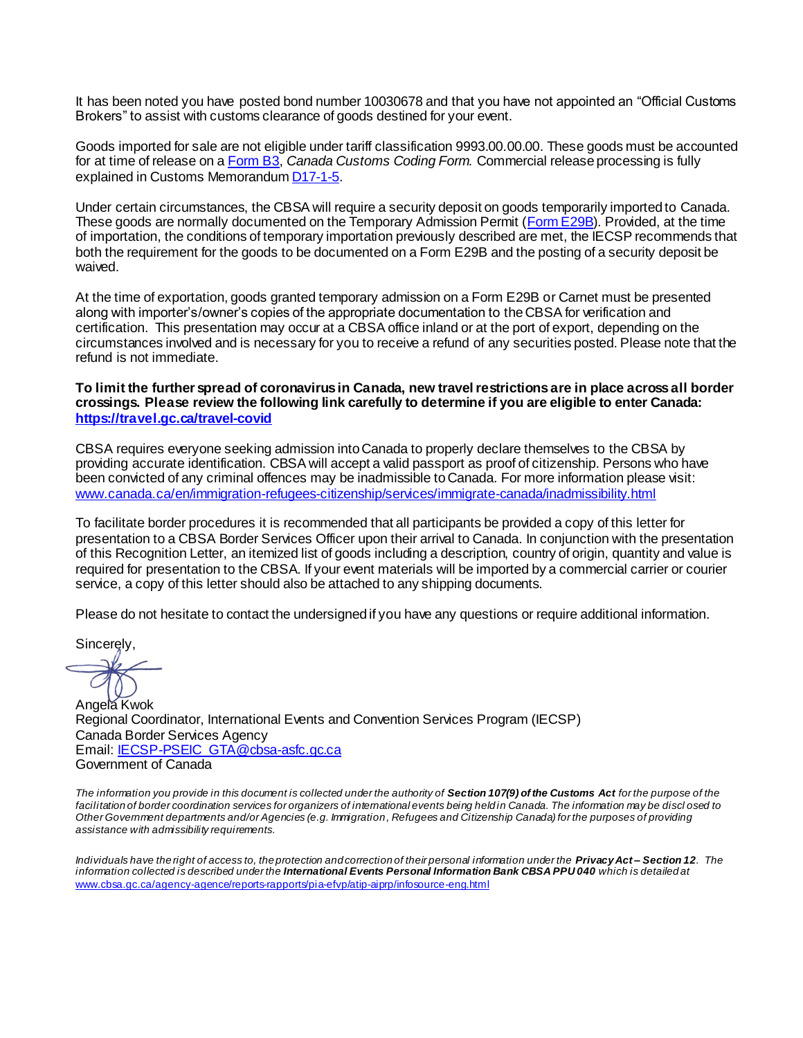It has been noted you have posted bond number 10030678 and that you have not appointed an "Official Customs Brokers" to assist with customs clearance of goods destined for your event.

Goods imported for sale are not eligible under tariff classification 9993.00.00.00. These goods must be accounted for at time of release on a Form B3, *Canada Customs Coding Form.* Commercial release processing is fully explained in Customs Memorandum D17-1-5.

Under certain circumstances, the CBSA will require a security deposit on goods temporarily imported to Canada. These goods are normally documented on the Temporary Admission Permit (Form E29B). Provided, at the time of importation, the conditions of temporary importation previously described are met, the IECSP recommends that both the requirement for the goods to be documented on a Form E29B and the posting of a security deposit be waived.

At the time of exportation, goods granted temporary admission on a Form E29B or Carnet must be presented along with importer's/owner's copies of the appropriate documentation to the CBSA for verification and certification. This presentation may occur at a CBSA office inland or at the port of export, depending on the circumstances involved and is necessary for you to receive a refund of any securities posted. Please note that the refund is not immediate.

**To limit the further spread of coronavirus in Canada, new travel restrictions are in place across all border crossings. Please review the following link carefully to determine if you are eligible to enter Canada: https://travel.gc.ca/travel-covid**

CBSA requires everyone seeking admission into Canada to properly declare themselves to the CBSA by providing accurate identification. CBSA will accept a valid passport as proof of citizenship. Persons who have been convicted of any criminal offences may be inadmissible to Canada. For more information please visit: www.canada.ca/en/immigration-refugees-citizenship/services/immigrate-canada/inadmissibility.html

To facilitate border procedures it is recommended that all participants be provided a copy of this letter for presentation to a CBSA Border Services Officer upon their arrival to Canada. In conjunction with the presentation of this Recognition Letter, an itemized list of goods including a description, country of origin, quantity and value is required for presentation to the CBSA. If your event materials will be imported by a commercial carrier or courier service, a copy of this letter should also be attached to any shipping documents.

Please do not hesitate to contact the undersigned if you have any questions or require additional information.

Sincerely,

Angela Kwok
Regional Coordinator, International Events and Convention Services Program (IECSP)
Canada Border Services Agency
Email: IECSP-PSEIC_GTA@cbsa-asfc.gc.ca
Government of Canada

*The information you provide in this document is collected under the authority of **Section 107(9) of the Customs Act** for the purpose of the facilitation of border coordination services for organizers of international events being held in Canada. The information may be disclosed to Other Government departments and/or Agencies (e.g. Immigration, Refugees and Citizenship Canada) for the purposes of providing assistance with admissibility requirements.*

*Individuals have the right of access to, the protection and correction of their personal information under the **Privacy Act – Section 12**. The information collected is described under the **International Events Personal Information Bank CBSA PPU 040** which is detailed at* www.cbsa.gc.ca/agency-agence/reports-rapports/pia-efvp/atip-aiprp/infosource-eng.html